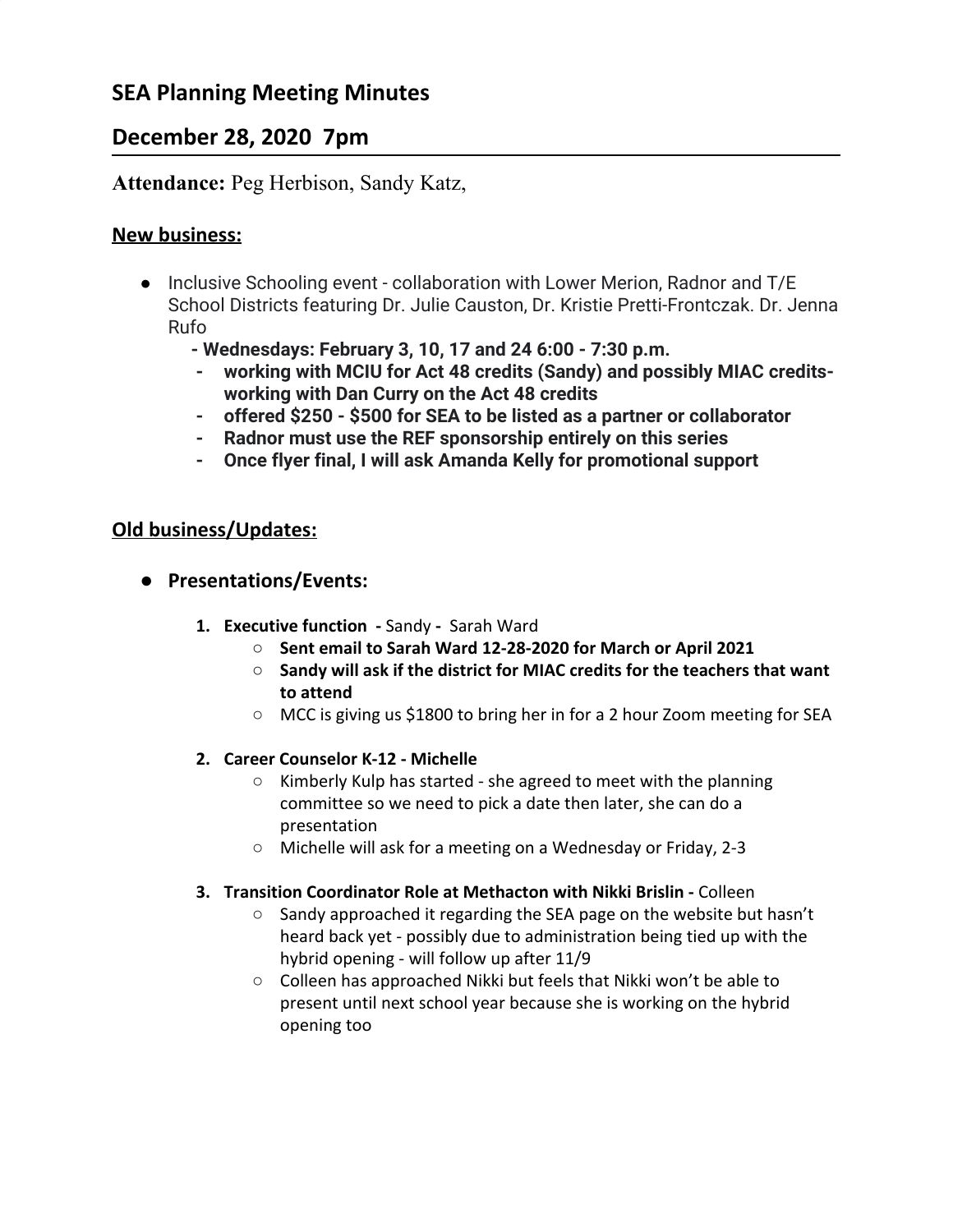## SEA Planning Meeting Minutes

## December 28, 2020 7pm

**Attendance:** Peg Herbison, Sandy Katz,

### New business:

- Inclusive Schooling event - collaboration with Lower Merion, Radnor and T/E School Districts featuring Dr. Julie Causton, Dr. Kristie Pretti-Frontczak. Dr. Jenna Rufo
  - **- Wednesdays: February 3, 10, 17 and 24 6:00 - 7:30 p.m.**
  - **working with MCIU for Act 48 credits (Sandy) and possibly MIAC credits- working with Dan Curry on the Act 48 credits**
  - **offered $250 - $500 for SEA to be listed as a partner or collaborator**
  - **Radnor must use the REF sponsorship entirely on this series**
  - **Once flyer final, I will ask Amanda Kelly for promotional support**

### Old business/Updates:

- **Presentations/Events:**
  1. **Executive function -** Sandy - Sarah Ward
     - **Sent email to Sarah Ward 12-28-2020 for March or April 2021**
     - **Sandy will ask if the district for MIAC credits for the teachers that want to attend**
     - MCC is giving us $1800 to bring her in for a 2 hour Zoom meeting for SEA
  2. **Career Counselor K-12 - Michelle**
     - Kimberly Kulp has started - she agreed to meet with the planning committee so we need to pick a date then later, she can do a presentation
     - Michelle will ask for a meeting on a Wednesday or Friday, 2-3
  3. **Transition Coordinator Role at Methacton with Nikki Brislin -** Colleen
     - Sandy approached it regarding the SEA page on the website but hasn't heard back yet - possibly due to administration being tied up with the hybrid opening - will follow up after 11/9
     - Colleen has approached Nikki but feels that Nikki won't be able to present until next school year because she is working on the hybrid opening too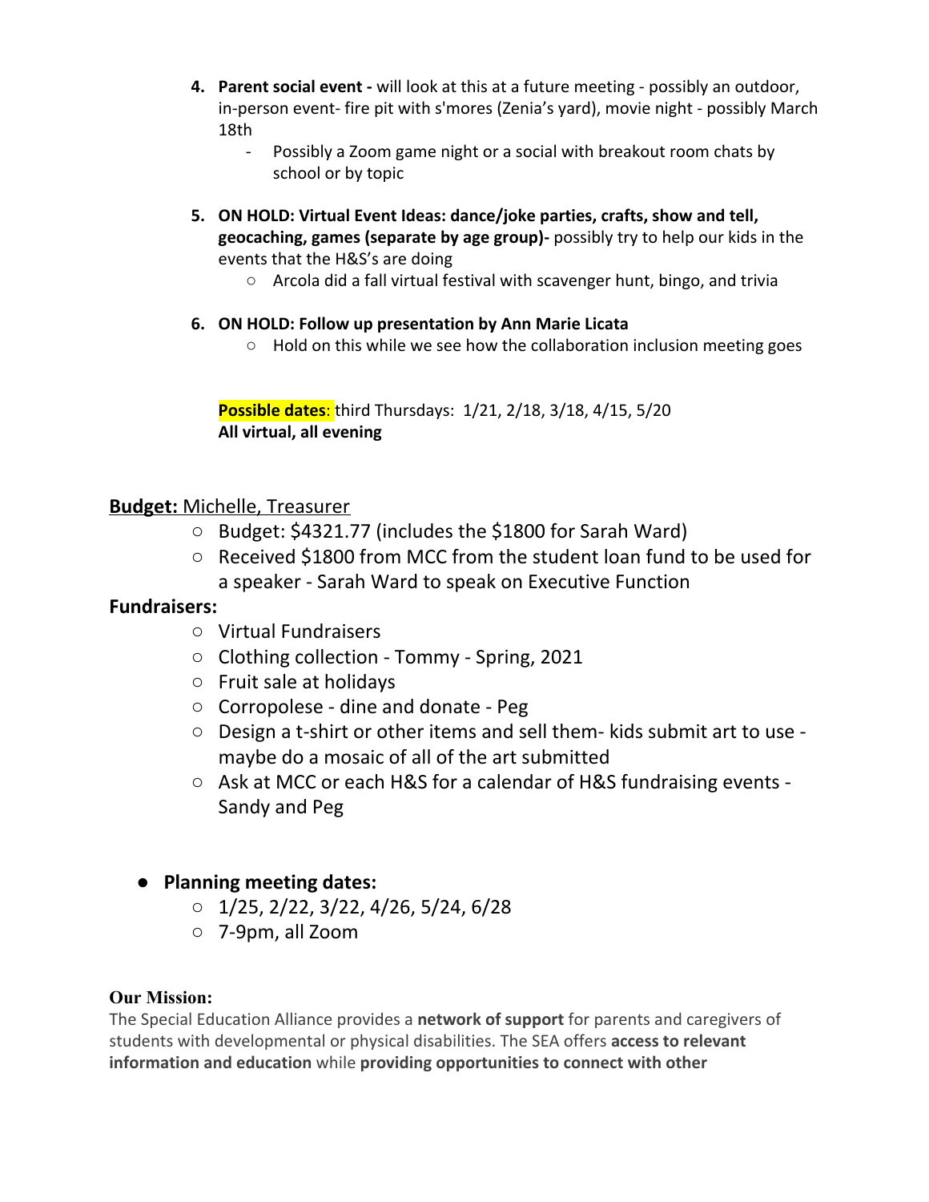4. **Parent social event -** will look at this at a future meeting - possibly an outdoor, in-person event- fire pit with s'mores (Zenia's yard), movie night - possibly March 18th
    - Possibly a Zoom game night or a social with breakout room chats by school or by topic

5. **ON HOLD: Virtual Event Ideas: dance/joke parties, crafts, show and tell, geocaching, games (separate by age group)-** possibly try to help our kids in the events that the H&S's are doing
    - Arcola did a fall virtual festival with scavenger hunt, bingo, and trivia

6. **ON HOLD: Follow up presentation by Ann Marie Licata**
    - Hold on this while we see how the collaboration inclusion meeting goes

**Possible dates**: third Thursdays: 1/21, 2/18, 3/18, 4/15, 5/20
**All virtual, all evening**

**Budget:** Michelle, Treasurer

- Budget: $4321.77 (includes the $1800 for Sarah Ward)
- Received $1800 from MCC from the student loan fund to be used for a speaker - Sarah Ward to speak on Executive Function

**Fundraisers:**

- Virtual Fundraisers
- Clothing collection - Tommy - Spring, 2021
- Fruit sale at holidays
- Corropolese - dine and donate - Peg
- Design a t-shirt or other items and sell them- kids submit art to use - maybe do a mosaic of all of the art submitted
- Ask at MCC or each H&S for a calendar of H&S fundraising events - Sandy and Peg

- **Planning meeting dates:**
    - 1/25, 2/22, 3/22, 4/26, 5/24, 6/28
    - 7-9pm, all Zoom

**Our Mission:**

The Special Education Alliance provides a **network of support** for parents and caregivers of students with developmental or physical disabilities. The SEA offers **access to relevant information and education** while **providing opportunities to connect with other**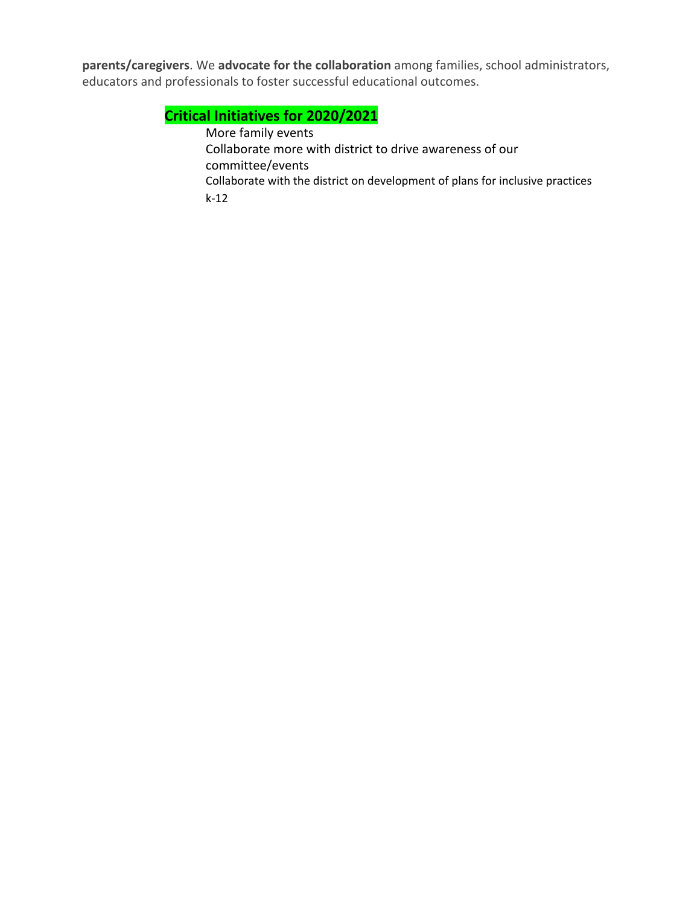**parents/caregivers**. We **advocate for the collaboration** among families, school administrators, educators and professionals to foster successful educational outcomes.

## Critical Initiatives for 2020/2021

More family events

Collaborate more with district to drive awareness of our committee/events

Collaborate with the district on development of plans for inclusive practices k-12